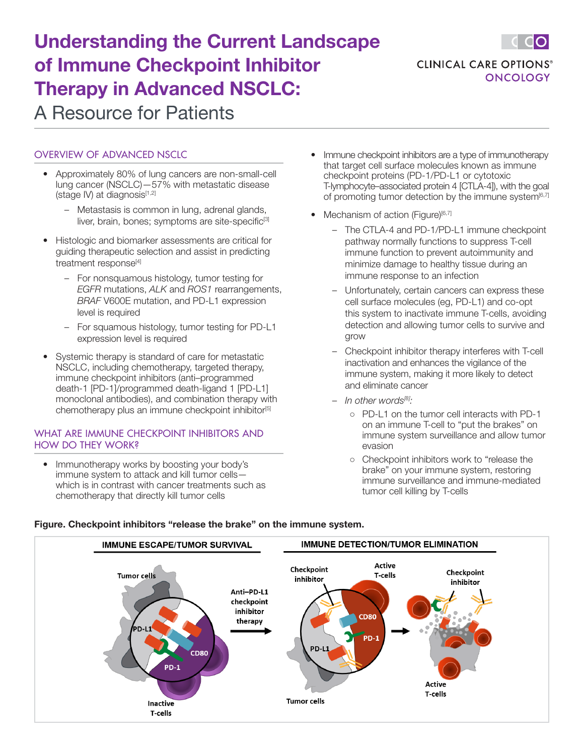# Understanding the Current Landscape of Immune Checkpoint Inhibitor Therapy in Advanced NSCLC:

A Resource for Patients

CLINICAL CARE OPTIONS® ONCOLOGY

## OVERVIEW OF ADVANCED NSCLC

- Approximately 80% of lung cancers are non-small-cell lung cancer (NSCLC)—57% with metastatic disease (stage IV) at diagnosis[1,2]
  - Metastasis is common in lung, adrenal glands, liver, brain, bones; symptoms are site-specific[3]
- Histologic and biomarker assessments are critical for guiding therapeutic selection and assist in predicting treatment response[4]
  - For nonsquamous histology, tumor testing for *EGFR* mutations, *ALK* and *ROS1* rearrangements, *BRAF* V600E mutation, and PD-L1 expression level is required
  - For squamous histology, tumor testing for PD-L1 expression level is required
- Systemic therapy is standard of care for metastatic NSCLC, including chemotherapy, targeted therapy, immune checkpoint inhibitors (anti–programmed death-1 [PD-1]/programmed death-ligand 1 [PD-L1] monoclonal antibodies), and combination therapy with chemotherapy plus an immune checkpoint inhibitor[5]

## WHAT ARE IMMUNE CHECKPOINT INHIBITORS AND HOW DO THEY WORK?

- Immunotherapy works by boosting your body's immune system to attack and kill tumor cells—which is in contrast with cancer treatments such as chemotherapy that directly kill tumor cells
- Immune checkpoint inhibitors are a type of immunotherapy that target cell surface molecules known as immune checkpoint proteins (PD-1/PD-L1 or cytotoxic T-lymphocyte–associated protein 4 [CTLA-4]), with the goal of promoting tumor detection by the immune system[6,7]
- Mechanism of action (Figure)[6,7]
  - The CTLA-4 and PD-1/PD-L1 immune checkpoint pathway normally functions to suppress T-cell immune function to prevent autoimmunity and minimize damage to healthy tissue during an immune response to an infection
  - Unfortunately, certain cancers can express these cell surface molecules (eg, PD-L1) and co-opt this system to inactivate immune T-cells, avoiding detection and allowing tumor cells to survive and grow
  - Checkpoint inhibitor therapy interferes with T-cell inactivation and enhances the vigilance of the immune system, making it more likely to detect and eliminate cancer
  - *In other words[8]:*
    - PD-L1 on the tumor cell interacts with PD-1 on an immune T-cell to "put the brakes" on immune system surveillance and allow tumor evasion
    - Checkpoint inhibitors work to "release the brake" on your immune system, restoring immune surveillance and immune-mediated tumor cell killing by T-cells

**Figure. Checkpoint inhibitors "release the brake" on the immune system.**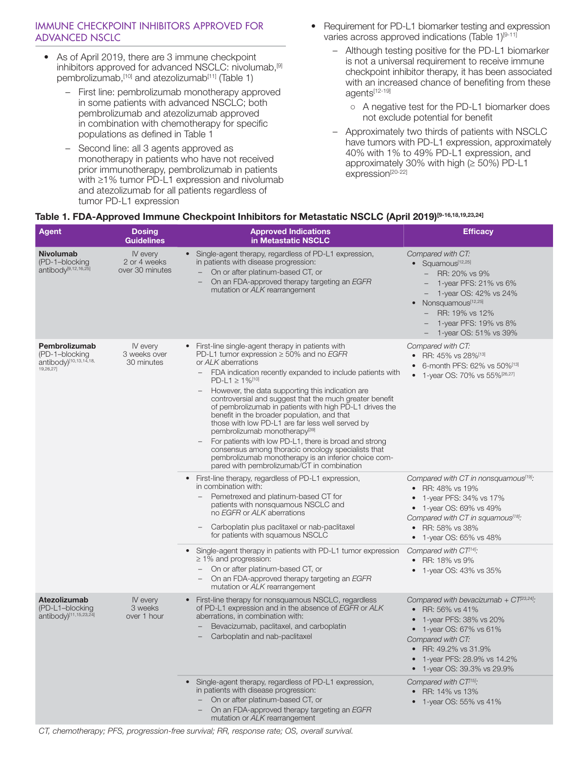## IMMUNE CHECKPOINT INHIBITORS APPROVED FOR ADVANCED NSCLC

- As of April 2019, there are 3 immune checkpoint inhibitors approved for advanced NSCLC: nivolumab,[9] pembrolizumab,[10] and atezolizumab[11] (Table 1)
  - First line: pembrolizumab monotherapy approved in some patients with advanced NSCLC; both pembrolizumab and atezolizumab approved in combination with chemotherapy for specific populations as defined in Table 1
  - Second line: all 3 agents approved as monotherapy in patients who have not received prior immunotherapy, pembrolizumab in patients with ≥1% tumor PD-L1 expression and nivolumab and atezolizumab for all patients regardless of tumor PD-L1 expression
- Requirement for PD-L1 biomarker testing and expression varies across approved indications (Table 1)[9-11]
  - Although testing positive for the PD-L1 biomarker is not a universal requirement to receive immune checkpoint inhibitor therapy, it has been associated with an increased chance of benefiting from these agents[12-19]
    - A negative test for the PD-L1 biomarker does not exclude potential for benefit
  - Approximately two thirds of patients with NSCLC have tumors with PD-L1 expression, approximately 40% with 1% to 49% PD-L1 expression, and approximately 30% with high (≥ 50%) PD-L1 expression[20-22]

**Table 1. FDA-Approved Immune Checkpoint Inhibitors for Metastatic NSCLC (April 2019)[9-16,18,19,23,24]**

| Agent | Dosing Guidelines | Approved Indications in Metastatic NSCLC | Efficacy |
|---|---|---|---|
| **Nivolumab** (PD-1–blocking antibody)[9,12,16,25] | IV every 2 or 4 weeks over 30 minutes | • Single-agent therapy, regardless of PD-L1 expression, in patients with disease progression:<br>– On or after platinum-based CT, or<br>– On an FDA-approved therapy targeting an *EGFR* mutation or *ALK* rearrangement | *Compared with CT:*<br>• Squamous[12,25]<br>– RR: 20% vs 9%<br>– 1-year PFS: 21% vs 6%<br>– 1-year OS: 42% vs 24%<br>• Nonsquamous[12,25]<br>– RR: 19% vs 12%<br>– 1-year PFS: 19% vs 8%<br>– 1-year OS: 51% vs 39% |
| **Pembrolizumab** (PD-1–blocking antibody)[10,13,14,18,19,26,27] | IV every 3 weeks over 30 minutes | • First-line single-agent therapy in patients with PD-L1 tumor expression ≥ 50% and no *EGFR* or *ALK* aberrations<br>– FDA indication recently expanded to include patients with PD-L1 ≥ 1%[10]<br>– However, the data supporting this indication are controversial and suggest that the much greater benefit of pembrolizumab in patients with high PD-L1 drives the benefit in the broader population, and that those with low PD-L1 are far less well served by pembrolizumab monotherapy[39]<br>– For patients with low PD-L1, there is broad and strong consensus among thoracic oncology specialists that pembrolizumab monotherapy is an inferior choice compared with pembrolizumab/CT in combination | *Compared with CT:*<br>• RR: 45% vs 28%[13]<br>• 6-month PFS: 62% vs 50%[13]<br>• 1-year OS: 70% vs 55%[26,27] |
| | | • First-line therapy, regardless of PD-L1 expression, in combination with:<br>– Pemetrexed and platinum-based CT for patients with nonsquamous NSCLC and no *EGFR* or *ALK* aberrations<br>– Carboplatin plus paclitaxel or nab-paclitaxel for patients with squamous NSCLC | *Compared with CT in nonsquamous[19]:*<br>• RR: 48% vs 19%<br>• 1-year PFS: 34% vs 17%<br>• 1-year OS: 69% vs 49%<br>*Compared with CT in squamous[18]:*<br>• RR: 58% vs 38%<br>• 1-year OS: 65% vs 48% |
| | | • Single-agent therapy in patients with PD-L1 tumor expression ≥ 1% and progression:<br>– On or after platinum-based CT, or<br>– On an FDA-approved therapy targeting an *EGFR* mutation or *ALK* rearrangement | *Compared with CT[14]:*<br>• RR: 18% vs 9%<br>• 1-year OS: 43% vs 35% |
| **Atezolizumab** (PD-L1–blocking antibody)[11,15,23,24] | IV every 3 weeks over 1 hour | • First-line therapy for nonsquamous NSCLC, regardless of PD-L1 expression and in the absence of *EGFR* or *ALK* aberrations, in combination with:<br>– Bevacizumab, paclitaxel, and carboplatin<br>– Carboplatin and nab-paclitaxel | *Compared with bevacizumab + CT[23,24]:*<br>• RR: 56% vs 41%<br>• 1-year PFS: 38% vs 20%<br>• 1-year OS: 67% vs 61%<br>*Compared with CT:*<br>• RR: 49.2% vs 31.9%<br>• 1-year PFS: 28.9% vs 14.2%<br>• 1-year OS: 39.3% vs 29.9% |
| | | • Single-agent therapy, regardless of PD-L1 expression, in patients with disease progression:<br>– On or after platinum-based CT, or<br>– On an FDA-approved therapy targeting an *EGFR* mutation or *ALK* rearrangement | *Compared with CT[15]:*<br>• RR: 14% vs 13%<br>• 1-year OS: 55% vs 41% |

*CT, chemotherapy; PFS, progression-free survival; RR, response rate; OS, overall survival.*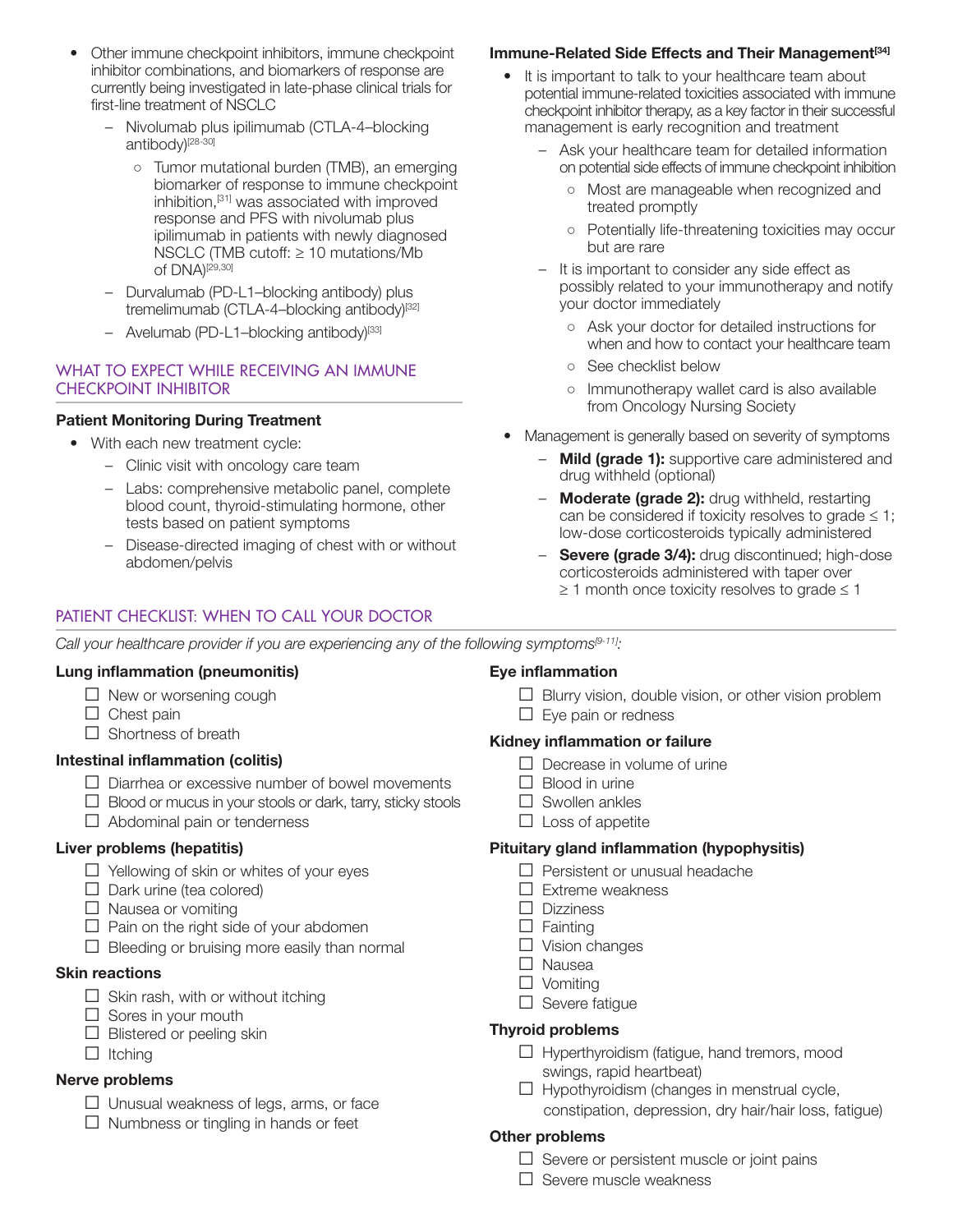- Other immune checkpoint inhibitors, immune checkpoint inhibitor combinations, and biomarkers of response are currently being investigated in late-phase clinical trials for first-line treatment of NSCLC
  - Nivolumab plus ipilimumab (CTLA-4–blocking antibody)[28-30]
    - Tumor mutational burden (TMB), an emerging biomarker of response to immune checkpoint inhibition,[31] was associated with improved response and PFS with nivolumab plus ipilimumab in patients with newly diagnosed NSCLC (TMB cutoff: ≥ 10 mutations/Mb of DNA)[29,30]
  - Durvalumab (PD-L1–blocking antibody) plus tremelimumab (CTLA-4–blocking antibody)[32]
  - Avelumab (PD-L1–blocking antibody)[33]

## WHAT TO EXPECT WHILE RECEIVING AN IMMUNE CHECKPOINT INHIBITOR

### Patient Monitoring During Treatment

- With each new treatment cycle:
  - Clinic visit with oncology care team
  - Labs: comprehensive metabolic panel, complete blood count, thyroid-stimulating hormone, other tests based on patient symptoms
  - Disease-directed imaging of chest with or without abdomen/pelvis

### Immune-Related Side Effects and Their Management[34]

- It is important to talk to your healthcare team about potential immune-related toxicities associated with immune checkpoint inhibitor therapy, as a key factor in their successful management is early recognition and treatment
  - Ask your healthcare team for detailed information on potential side effects of immune checkpoint inhibition
    - Most are manageable when recognized and treated promptly
    - Potentially life-threatening toxicities may occur but are rare
  - It is important to consider any side effect as possibly related to your immunotherapy and notify your doctor immediately
    - Ask your doctor for detailed instructions for when and how to contact your healthcare team
    - See checklist below
    - Immunotherapy wallet card is also available from Oncology Nursing Society
- Management is generally based on severity of symptoms
  - **Mild (grade 1):** supportive care administered and drug withheld (optional)
  - **Moderate (grade 2):** drug withheld, restarting can be considered if toxicity resolves to grade ≤ 1; low-dose corticosteroids typically administered
  - **Severe (grade 3/4):** drug discontinued; high-dose corticosteroids administered with taper over ≥ 1 month once toxicity resolves to grade ≤ 1

## PATIENT CHECKLIST: WHEN TO CALL YOUR DOCTOR

*Call your healthcare provider if you are experiencing any of the following symptoms[9-11]:*

**Lung inflammation (pneumonitis)**

- ☐ New or worsening cough
- ☐ Chest pain
- ☐ Shortness of breath

**Intestinal inflammation (colitis)**

- ☐ Diarrhea or excessive number of bowel movements
- ☐ Blood or mucus in your stools or dark, tarry, sticky stools
- ☐ Abdominal pain or tenderness

**Liver problems (hepatitis)**

- ☐ Yellowing of skin or whites of your eyes
- ☐ Dark urine (tea colored)
- ☐ Nausea or vomiting
- ☐ Pain on the right side of your abdomen
- ☐ Bleeding or bruising more easily than normal

**Skin reactions**

- ☐ Skin rash, with or without itching
- ☐ Sores in your mouth
- ☐ Blistered or peeling skin
- ☐ Itching

**Nerve problems**

- ☐ Unusual weakness of legs, arms, or face
- ☐ Numbness or tingling in hands or feet

**Eye inflammation**

- ☐ Blurry vision, double vision, or other vision problem
- ☐ Eye pain or redness

**Kidney inflammation or failure**

- ☐ Decrease in volume of urine
- ☐ Blood in urine
- ☐ Swollen ankles
- ☐ Loss of appetite

**Pituitary gland inflammation (hypophysitis)**

- ☐ Persistent or unusual headache
- ☐ Extreme weakness
- ☐ Dizziness
- ☐ Fainting
- ☐ Vision changes
- ☐ Nausea
- ☐ Vomiting
- ☐ Severe fatigue

**Thyroid problems**

- ☐ Hyperthyroidism (fatigue, hand tremors, mood swings, rapid heartbeat)
- ☐ Hypothyroidism (changes in menstrual cycle, constipation, depression, dry hair/hair loss, fatigue)

**Other problems**

- ☐ Severe or persistent muscle or joint pains
- ☐ Severe muscle weakness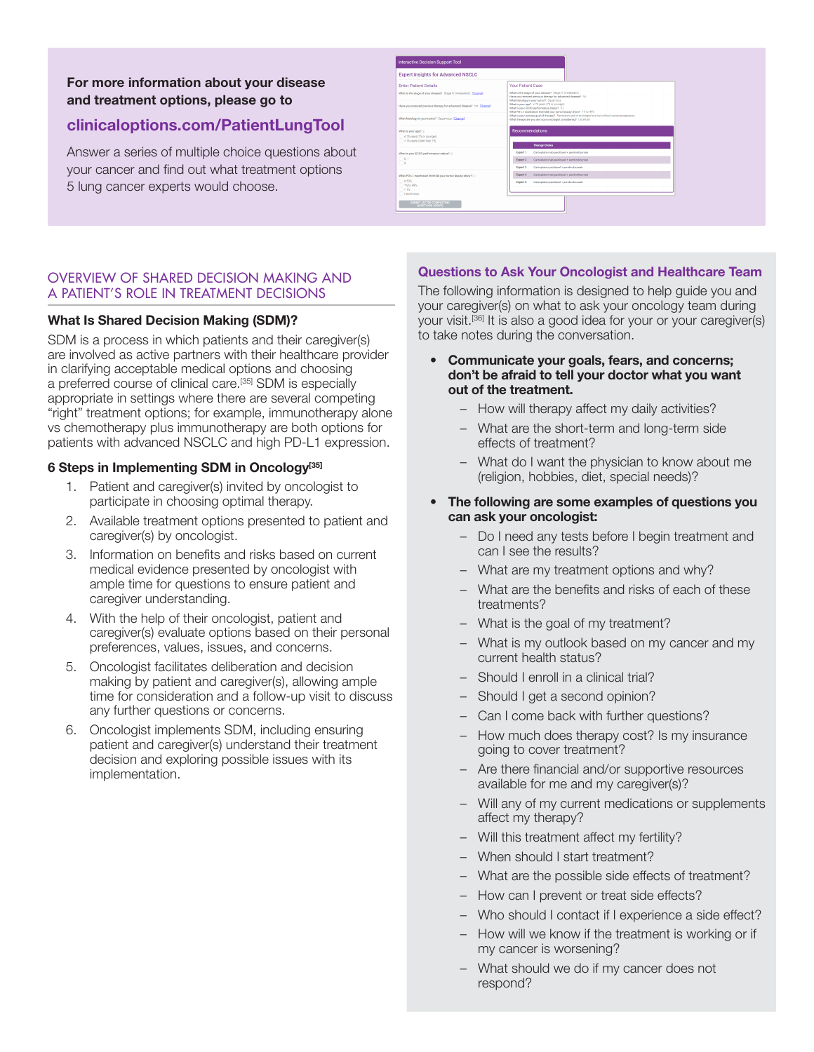**For more information about your disease and treatment options, please go to**

**clinicaloptions.com/PatientLungTool**

Answer a series of multiple choice questions about your cancer and find out what treatment options 5 lung cancer experts would choose.

## OVERVIEW OF SHARED DECISION MAKING AND A PATIENT'S ROLE IN TREATMENT DECISIONS

### What Is Shared Decision Making (SDM)?

SDM is a process in which patients and their caregiver(s) are involved as active partners with their healthcare provider in clarifying acceptable medical options and choosing a preferred course of clinical care.[35] SDM is especially appropriate in settings where there are several competing "right" treatment options; for example, immunotherapy alone vs chemotherapy plus immunotherapy are both options for patients with advanced NSCLC and high PD-L1 expression.

### 6 Steps in Implementing SDM in Oncology[35]

1. Patient and caregiver(s) invited by oncologist to participate in choosing optimal therapy.
2. Available treatment options presented to patient and caregiver(s) by oncologist.
3. Information on benefits and risks based on current medical evidence presented by oncologist with ample time for questions to ensure patient and caregiver understanding.
4. With the help of their oncologist, patient and caregiver(s) evaluate options based on their personal preferences, values, issues, and concerns.
5. Oncologist facilitates deliberation and decision making by patient and caregiver(s), allowing ample time for consideration and a follow-up visit to discuss any further questions or concerns.
6. Oncologist implements SDM, including ensuring patient and caregiver(s) understand their treatment decision and exploring possible issues with its implementation.

## Questions to Ask Your Oncologist and Healthcare Team

The following information is designed to help guide you and your caregiver(s) on what to ask your oncology team during your visit.[36] It is also a good idea for your or your caregiver(s) to take notes during the conversation.

- **Communicate your goals, fears, and concerns; don't be afraid to tell your doctor what you want out of the treatment.**
  - How will therapy affect my daily activities?
  - What are the short-term and long-term side effects of treatment?
  - What do I want the physician to know about me (religion, hobbies, diet, special needs)?
- **The following are some examples of questions you can ask your oncologist:**
  - Do I need any tests before I begin treatment and can I see the results?
  - What are my treatment options and why?
  - What are the benefits and risks of each of these treatments?
  - What is the goal of my treatment?
  - What is my outlook based on my cancer and my current health status?
  - Should I enroll in a clinical trial?
  - Should I get a second opinion?
  - Can I come back with further questions?
  - How much does therapy cost? Is my insurance going to cover treatment?
  - Are there financial and/or supportive resources available for me and my caregiver(s)?
  - Will any of my current medications or supplements affect my therapy?
  - Will this treatment affect my fertility?
  - When should I start treatment?
  - What are the possible side effects of treatment?
  - How can I prevent or treat side effects?
  - Who should I contact if I experience a side effect?
  - How will we know if the treatment is working or if my cancer is worsening?
  - What should we do if my cancer does not respond?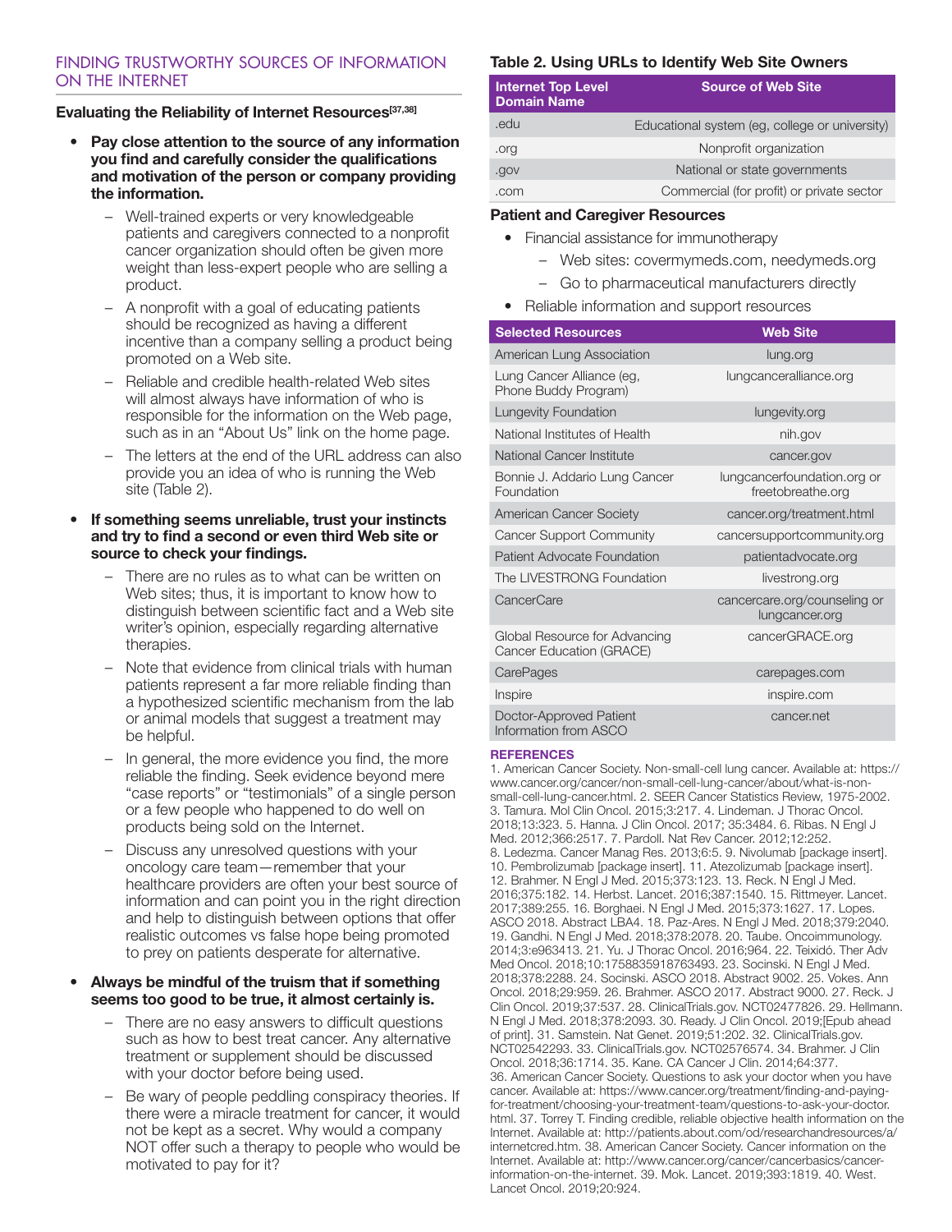## FINDING TRUSTWORTHY SOURCES OF INFORMATION ON THE INTERNET

### Evaluating the Reliability of Internet Resources[37,38]

- **Pay close attention to the source of any information you find and carefully consider the qualifications and motivation of the person or company providing the information.**
  - Well-trained experts or very knowledgeable patients and caregivers connected to a nonprofit cancer organization should often be given more weight than less-expert people who are selling a product.
  - A nonprofit with a goal of educating patients should be recognized as having a different incentive than a company selling a product being promoted on a Web site.
  - Reliable and credible health-related Web sites will almost always have information of who is responsible for the information on the Web page, such as in an "About Us" link on the home page.
  - The letters at the end of the URL address can also provide you an idea of who is running the Web site (Table 2).
- **If something seems unreliable, trust your instincts and try to find a second or even third Web site or source to check your findings.**
  - There are no rules as to what can be written on Web sites; thus, it is important to know how to distinguish between scientific fact and a Web site writer's opinion, especially regarding alternative therapies.
  - Note that evidence from clinical trials with human patients represent a far more reliable finding than a hypothesized scientific mechanism from the lab or animal models that suggest a treatment may be helpful.
  - In general, the more evidence you find, the more reliable the finding. Seek evidence beyond mere "case reports" or "testimonials" of a single person or a few people who happened to do well on products being sold on the Internet.
  - Discuss any unresolved questions with your oncology care team—remember that your healthcare providers are often your best source of information and can point you in the right direction and help to distinguish between options that offer realistic outcomes vs false hope being promoted to prey on patients desperate for alternative.
- **Always be mindful of the truism that if something seems too good to be true, it almost certainly is.**
  - There are no easy answers to difficult questions such as how to best treat cancer. Any alternative treatment or supplement should be discussed with your doctor before being used.
  - Be wary of people peddling conspiracy theories. If there were a miracle treatment for cancer, it would not be kept as a secret. Why would a company NOT offer such a therapy to people who would be motivated to pay for it?

**Table 2. Using URLs to Identify Web Site Owners**

| Internet Top Level Domain Name | Source of Web Site |
|---|---|
| .edu | Educational system (eg, college or university) |
| .org | Nonprofit organization |
| .gov | National or state governments |
| .com | Commercial (for profit) or private sector |

### Patient and Caregiver Resources

- Financial assistance for immunotherapy
  - Web sites: covermymeds.com, needymeds.org
  - Go to pharmaceutical manufacturers directly
- Reliable information and support resources

| Selected Resources | Web Site |
|---|---|
| American Lung Association | lung.org |
| Lung Cancer Alliance (eg, Phone Buddy Program) | lungcanceralliance.org |
| Lungevity Foundation | lungevity.org |
| National Institutes of Health | nih.gov |
| National Cancer Institute | cancer.gov |
| Bonnie J. Addario Lung Cancer Foundation | lungcancerfoundation.org or freetobreathe.org |
| American Cancer Society | cancer.org/treatment.html |
| Cancer Support Community | cancersupportcommunity.org |
| Patient Advocate Foundation | patientadvocate.org |
| The LIVESTRONG Foundation | livestrong.org |
| CancerCare | cancercare.org/counseling or lungcancer.org |
| Global Resource for Advancing Cancer Education (GRACE) | cancerGRACE.org |
| CarePages | carepages.com |
| Inspire | inspire.com |
| Doctor-Approved Patient Information from ASCO | cancer.net |

### REFERENCES

1. American Cancer Society. Non-small-cell lung cancer. Available at: https://www.cancer.org/cancer/non-small-cell-lung-cancer/about/what-is-non-small-cell-lung-cancer.html. 2. SEER Cancer Statistics Review, 1975-2002. 3. Tamura. Mol Clin Oncol. 2015;3:217. 4. Lindeman. J Thorac Oncol. 2018;13:323. 5. Hanna. J Clin Oncol. 2017; 35:3484. 6. Ribas. N Engl J Med. 2012;366:2517. 7. Pardoll. Nat Rev Cancer. 2012;12:252. 8. Ledezma. Cancer Manag Res. 2013;6:5. 9. Nivolumab [package insert]. 10. Pembrolizumab [package insert]. 11. Atezolizumab [package insert]. 12. Brahmer. N Engl J Med. 2015;373:123. 13. Reck. N Engl J Med. 2016;375:182. 14. Herbst. Lancet. 2016;387:1540. 15. Rittmeyer. Lancet. 2017;389:255. 16. Borghaei. N Engl J Med. 2015;373:1627. 17. Lopes. ASCO 2018. Abstract LBA4. 18. Paz-Ares. N Engl J Med. 2018;379:2040. 19. Gandhi. N Engl J Med. 2018;378:2078. 20. Taube. Oncoimmunology. 2014;3:e963413. 21. Yu. J Thorac Oncol. 2016;964. 22. Teixidó. Ther Adv Med Oncol. 2018;10:1758835918763493. 23. Socinski. N Engl J Med. 2018;378:2288. 24. Socinski. ASCO 2018. Abstract 9002. 25. Vokes. Ann Oncol. 2018;29:959. 26. Brahmer. ASCO 2017. Abstract 9000. 27. Reck. J Clin Oncol. 2019;37:537. 28. ClinicalTrials.gov. NCT02477826. 29. Hellmann. N Engl J Med. 2018;378:2093. 30. Ready. J Clin Oncol. 2019;[Epub ahead of print]. 31. Samstein. Nat Genet. 2019;51:202. 32. ClinicalTrials.gov. NCT02542293. 33. ClinicalTrials.gov. NCT02576574. 34. Brahmer. J Clin Oncol. 2018;36:1714. 35. Kane. CA Cancer J Clin. 2014;64:377. 36. American Cancer Society. Questions to ask your doctor when you have cancer. Available at: https://www.cancer.org/treatment/finding-and-paying-for-treatment/choosing-your-treatment-team/questions-to-ask-your-doctor.html. 37. Torrey T. Finding credible, reliable objective health information on the Internet. Available at: http://patients.about.com/od/researchandresources/a/internetcred.htm. 38. American Cancer Society. Cancer information on the Internet. Available at: http://www.cancer.org/cancer/cancerbasics/cancer-information-on-the-internet. 39. Mok. Lancet. 2019;393:1819. 40. West. Lancet Oncol. 2019;20:924.